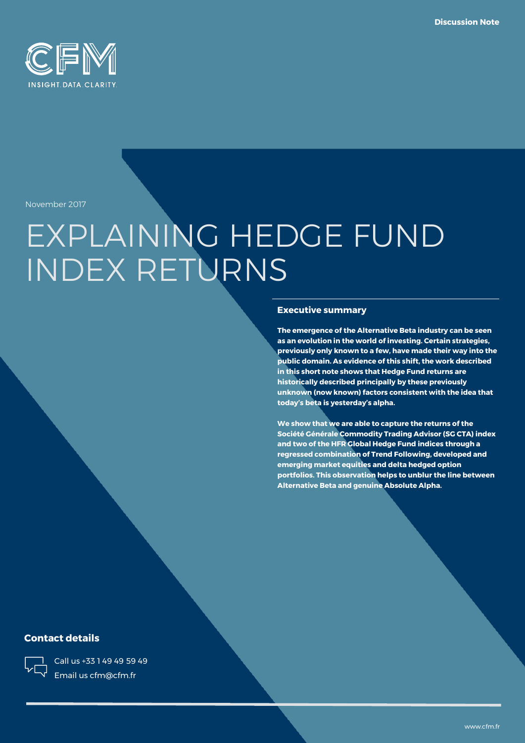Discussion Note

CFM

INSIGHT.DATA.CLARITY.

November 2017

# EXPLAINING HEDGE FUND INDEX RETURNS

## Executive summary

**The emergence of the Alternative Beta industry can be seen as an evolution in the world of investing. Certain strategies, previously only known to a few, have made their way into the public domain. As evidence of this shift, the work described in this short note shows that Hedge Fund returns are historically described principally by these previously unknown (now known) factors consistent with the idea that today's beta is yesterday's alpha.**

**We show that we are able to capture the returns of the Société Générale Commodity Trading Advisor (SG CTA) index and two of the HFR Global Hedge Fund indices through a regressed combination of Trend Following, developed and emerging market equities and delta hedged option portfolios. This observation helps to unblur the line between Alternative Beta and genuine Absolute Alpha.**

## Contact details

Call us +33 1 49 49 59 49

Email us cfm@cfm.fr

www.cfm.fr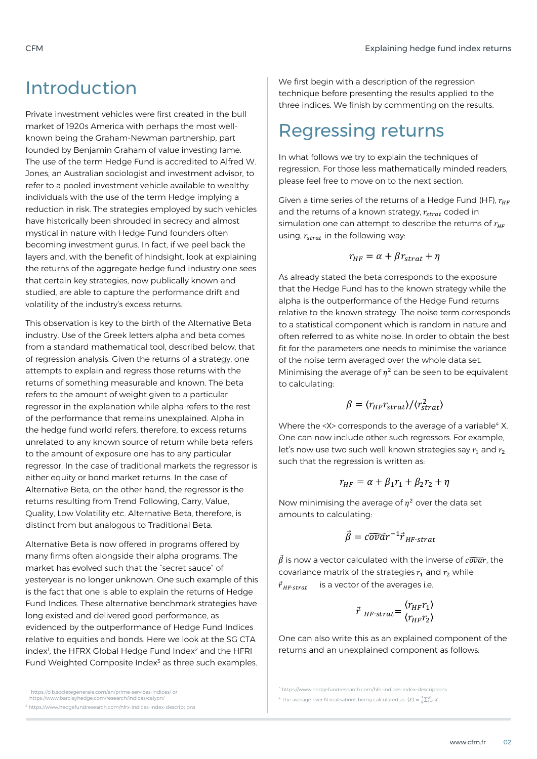## Introduction

Private investment vehicles were first created in the bull market of 1920s America with perhaps the most well-known being the Graham-Newman partnership, part founded by Benjamin Graham of value investing fame. The use of the term Hedge Fund is accredited to Alfred W. Jones, an Australian sociologist and investment advisor, to refer to a pooled investment vehicle available to wealthy individuals with the use of the term Hedge implying a reduction in risk. The strategies employed by such vehicles have historically been shrouded in secrecy and almost mystical in nature with Hedge Fund founders often becoming investment gurus. In fact, if we peel back the layers and, with the benefit of hindsight, look at explaining the returns of the aggregate hedge fund industry one sees that certain key strategies, now publically known and studied, are able to capture the performance drift and volatility of the industry's excess returns.

This observation is key to the birth of the Alternative Beta industry. Use of the Greek letters alpha and beta comes from a standard mathematical tool, described below, that of regression analysis. Given the returns of a strategy, one attempts to explain and regress those returns with the returns of something measurable and known. The beta refers to the amount of weight given to a particular regressor in the explanation while alpha refers to the rest of the performance that remains unexplained. Alpha in the hedge fund world refers, therefore, to excess returns unrelated to any known source of return while beta refers to the amount of exposure one has to any particular regressor. In the case of traditional markets the regressor is either equity or bond market returns. In the case of Alternative Beta, on the other hand, the regressor is the returns resulting from Trend Following, Carry, Value, Quality, Low Volatility etc. Alternative Beta, therefore, is distinct from but analogous to Traditional Beta.

Alternative Beta is now offered in programs offered by many firms often alongside their alpha programs. The market has evolved such that the "secret sauce" of yesteryear is no longer unknown. One such example of this is the fact that one is able to explain the returns of Hedge Fund Indices. These alternative benchmark strategies have long existed and delivered good performance, as evidenced by the outperformance of Hedge Fund Indices relative to equities and bonds. Here we look at the SG CTA index[1], the HFRX Global Hedge Fund Index[2] and the HFRI Fund Weighted Composite Index[3] as three such examples.

We first begin with a description of the regression technique before presenting the results applied to the three indices. We finish by commenting on the results.

## Regressing returns

In what follows we try to explain the techniques of regression. For those less mathematically minded readers, please feel free to move on to the next section.

Given a time series of the returns of a Hedge Fund (HF), $r_{HF}$ and the returns of a known strategy, $r_{strat}$ coded in simulation one can attempt to describe the returns of $r_{HF}$ using, $r_{strat}$ in the following way:

$$r_{HF} = \alpha + \beta r_{strat} + \eta$$

As already stated the beta corresponds to the exposure that the Hedge Fund has to the known strategy while the alpha is the outperformance of the Hedge Fund returns relative to the known strategy. The noise term corresponds to a statistical component which is random in nature and often referred to as white noise. In order to obtain the best fit for the parameters one needs to minimise the variance of the noise term averaged over the whole data set. Minimising the average of $\eta^2$ can be seen to be equivalent to calculating:

$$\beta = \langle r_{HF} r_{strat} \rangle / \langle r_{strat}^2 \rangle$$

Where the <X> corresponds to the average of a variable[4] X. One can now include other such regressors. For example, let's now use two such well known strategies say $r_1$ and $r_2$ such that the regression is written as:

$$r_{HF} = \alpha + \beta_1 r_1 + \beta_2 r_2 + \eta$$

Now minimising the average of $\eta^2$ over the data set amounts to calculating:

$$\vec{\beta} = \widehat{covar}^{-1} \vec{r}_{HF \cdot strat}$$

$\vec{\beta}$ is now a vector calculated with the inverse of $\widehat{covar}$, the covariance matrix of the strategies $r_1$ and $r_2$ while $\vec{r}_{HF \cdot strat}$ is a vector of the averages i.e.

$$\vec{r}_{HF \cdot strat} = \begin{matrix} \langle r_{HF} r_1 \rangle \\ \langle r_{HF} r_2 \rangle \end{matrix}$$

One can also write this as an explained component of the returns and an unexplained component as follows:

[1] https://cib.societegenerale.com/en/prime-services-indices/ or https://www.barclayhedge.com/research/indices/calyon/

[2] https://www.hedgefundresearch.com/hfrx-indices-index-descriptions

[3] https://www.hedgefundresearch.com/hfri-indices-index-descriptions

[4] The average over N realisations being calculated as $\langle X \rangle = \frac{1}{N}\sum_{i=1}^{N} X$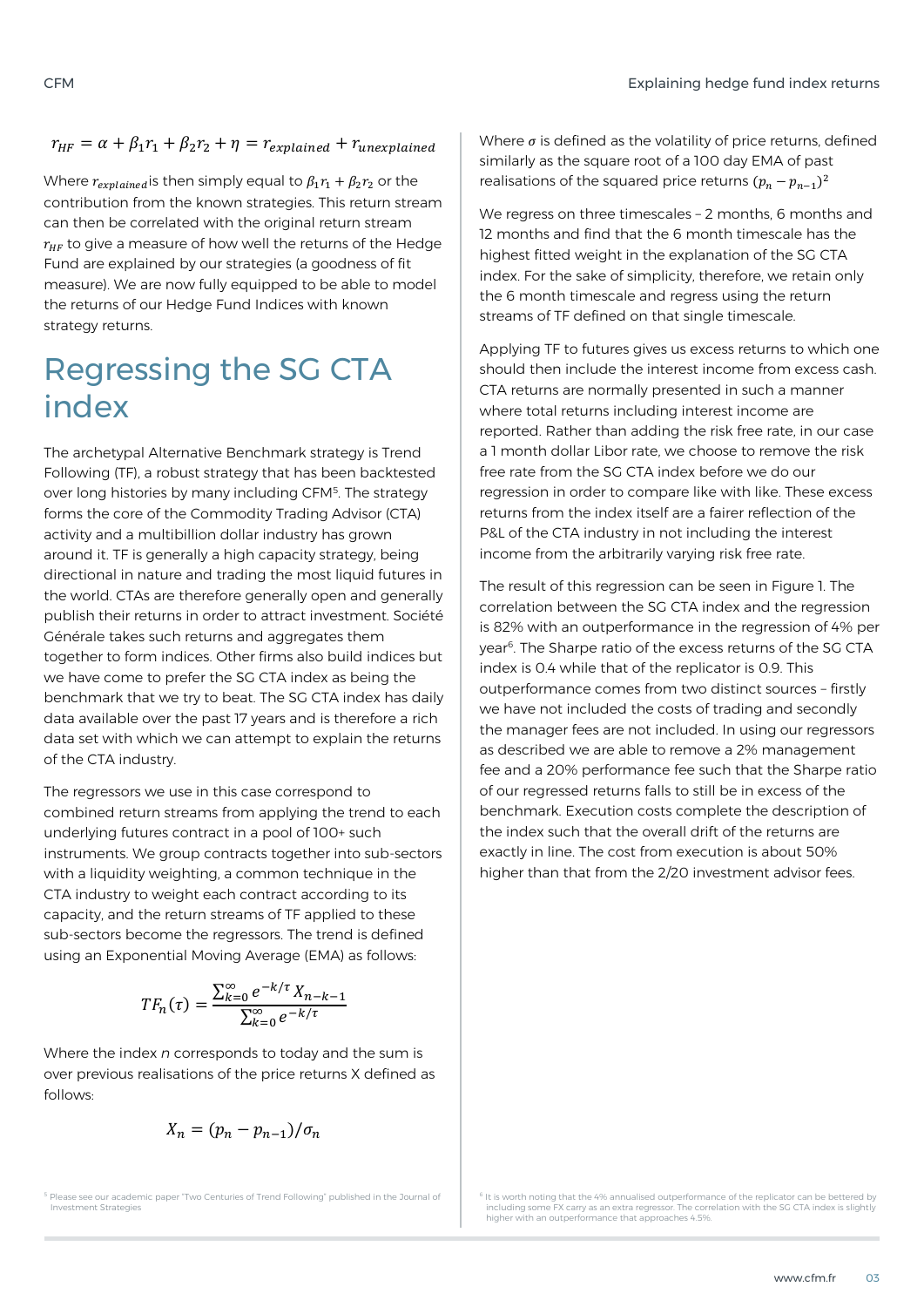$$r_{HF} = \alpha + \beta_1 r_1 + \beta_2 r_2 + \eta = r_{explained} + r_{unexplained}$$

Where $r_{explained}$ is then simply equal to $\beta_1 r_1 + \beta_2 r_2$ or the contribution from the known strategies. This return stream can then be correlated with the original return stream $r_{HF}$ to give a measure of how well the returns of the Hedge Fund are explained by our strategies (a goodness of fit measure). We are now fully equipped to be able to model the returns of our Hedge Fund Indices with known strategy returns.

## Regressing the SG CTA index

The archetypal Alternative Benchmark strategy is Trend Following (TF), a robust strategy that has been backtested over long histories by many including CFM[5]. The strategy forms the core of the Commodity Trading Advisor (CTA) activity and a multibillion dollar industry has grown around it. TF is generally a high capacity strategy, being directional in nature and trading the most liquid futures in the world. CTAs are therefore generally open and generally publish their returns in order to attract investment. Société Générale takes such returns and aggregates them together to form indices. Other firms also build indices but we have come to prefer the SG CTA index as being the benchmark that we try to beat. The SG CTA index has daily data available over the past 17 years and is therefore a rich data set with which we can attempt to explain the returns of the CTA industry.

The regressors we use in this case correspond to combined return streams from applying the trend to each underlying futures contract in a pool of 100+ such instruments. We group contracts together into sub-sectors with a liquidity weighting, a common technique in the CTA industry to weight each contract according to its capacity, and the return streams of TF applied to these sub-sectors become the regressors. The trend is defined using an Exponential Moving Average (EMA) as follows:

$$TF_n(\tau) = \frac{\sum_{k=0}^{\infty} e^{-k/\tau} X_{n-k-1}}{\sum_{k=0}^{\infty} e^{-k/\tau}}$$

Where the index *n* corresponds to today and the sum is over previous realisations of the price returns X defined as follows:

$$X_n = (p_n - p_{n-1})/\sigma_n$$

Where $\sigma$ is defined as the volatility of price returns, defined similarly as the square root of a 100 day EMA of past realisations of the squared price returns $(p_n - p_{n-1})^2$

We regress on three timescales – 2 months, 6 months and 12 months and find that the 6 month timescale has the highest fitted weight in the explanation of the SG CTA index. For the sake of simplicity, therefore, we retain only the 6 month timescale and regress using the return streams of TF defined on that single timescale.

Applying TF to futures gives us excess returns to which one should then include the interest income from excess cash. CTA returns are normally presented in such a manner where total returns including interest income are reported. Rather than adding the risk free rate, in our case a 1 month dollar Libor rate, we choose to remove the risk free rate from the SG CTA index before we do our regression in order to compare like with like. These excess returns from the index itself are a fairer reflection of the P&L of the CTA industry in not including the interest income from the arbitrarily varying risk free rate.

The result of this regression can be seen in Figure 1. The correlation between the SG CTA index and the regression is 82% with an outperformance in the regression of 4% per year[6]. The Sharpe ratio of the excess returns of the SG CTA index is 0.4 while that of the replicator is 0.9. This outperformance comes from two distinct sources – firstly we have not included the costs of trading and secondly the manager fees are not included. In using our regressors as described we are able to remove a 2% management fee and a 20% performance fee such that the Sharpe ratio of our regressed returns falls to still be in excess of the benchmark. Execution costs complete the description of the index such that the overall drift of the returns are exactly in line. The cost from execution is about 50% higher than that from the 2/20 investment advisor fees.

[5] Please see our academic paper "Two Centuries of Trend Following" published in the Journal of Investment Strategies

[6] It is worth noting that the 4% annualised outperformance of the replicator can be bettered by including some FX carry as an extra regressor. The correlation with the SG CTA index is slightly higher with an outperformance that approaches 4.5%.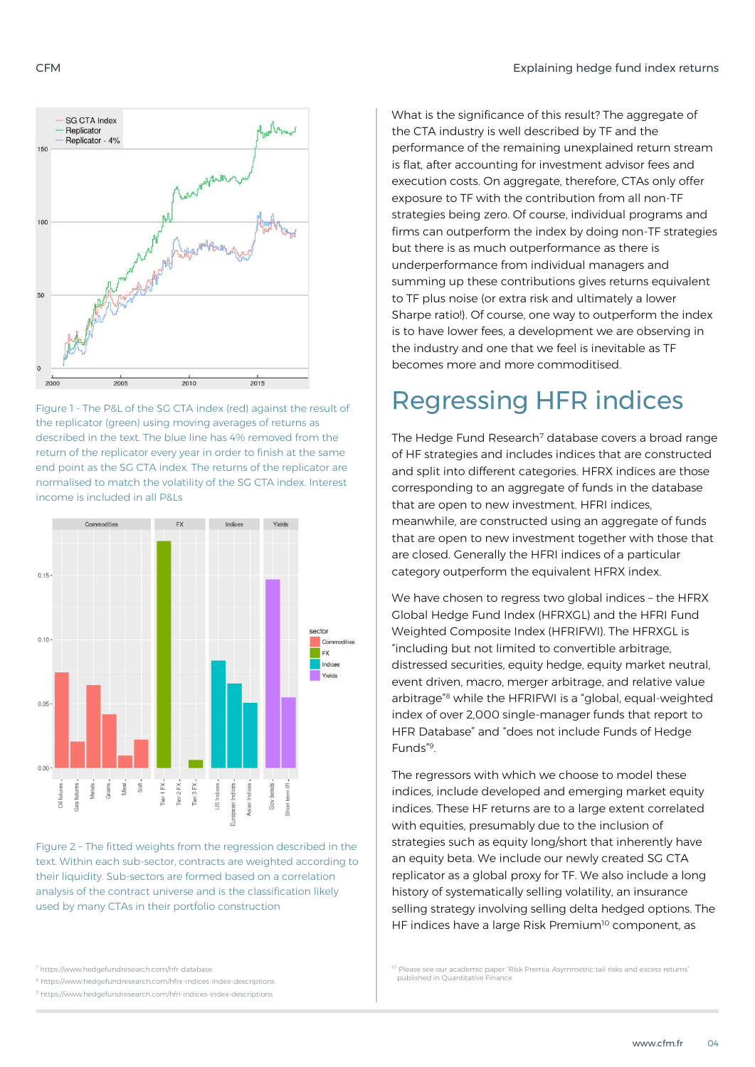Figure 1 - The P&L of the SG CTA index (red) against the result of the replicator (green) using moving averages of returns as described in the text. The blue line has 4% removed from the return of the replicator every year in order to finish at the same end point as the SG CTA index. The returns of the replicator are normalised to match the volatility of the SG CTA index. Interest income is included in all P&Ls

Figure 2 – The fitted weights from the regression described in the text. Within each sub-sector, contracts are weighted according to their liquidity. Sub-sectors are formed based on a correlation analysis of the contract universe and is the classification likely used by many CTAs in their portfolio construction

What is the significance of this result? The aggregate of the CTA industry is well described by TF and the performance of the remaining unexplained return stream is flat, after accounting for investment advisor fees and execution costs. On aggregate, therefore, CTAs only offer exposure to TF with the contribution from all non-TF strategies being zero. Of course, individual programs and firms can outperform the index by doing non-TF strategies but there is as much outperformance as there is underperformance from individual managers and summing up these contributions gives returns equivalent to TF plus noise (or extra risk and ultimately a lower Sharpe ratio!). Of course, one way to outperform the index is to have lower fees, a development we are observing in the industry and one that we feel is inevitable as TF becomes more and more commoditised.

# Regressing HFR indices

The Hedge Fund Research[7] database covers a broad range of HF strategies and includes indices that are constructed and split into different categories. HFRX indices are those corresponding to an aggregate of funds in the database that are open to new investment. HFRI indices, meanwhile, are constructed using an aggregate of funds that are open to new investment together with those that are closed. Generally the HFRI indices of a particular category outperform the equivalent HFRX index.

We have chosen to regress two global indices – the HFRX Global Hedge Fund Index (HFRXGL) and the HFRI Fund Weighted Composite Index (HFRIFWI). The HFRXGL is "including but not limited to convertible arbitrage, distressed securities, equity hedge, equity market neutral, event driven, macro, merger arbitrage, and relative value arbitrage"[8] while the HFRIFWI is a "global, equal-weighted index of over 2,000 single-manager funds that report to HFR Database" and "does not include Funds of Hedge Funds"[9].

The regressors with which we choose to model these indices, include developed and emerging market equity indices. These HF returns are to a large extent correlated with equities, presumably due to the inclusion of strategies such as equity long/short that inherently have an equity beta. We include our newly created SG CTA replicator as a global proxy for TF. We also include a long history of systematically selling volatility, an insurance selling strategy involving selling delta hedged options. The HF indices have a large Risk Premium[10] component, as

[7] https://www.hedgefundresearch.com/hfr-database
[8] https://www.hedgefundresearch.com/hfrx-indices-index-descriptions
[9] https://www.hedgefundresearch.com/hfri-indices-index-descriptions

[10] Please see our academic paper "Risk Premia: Asymmetric tail risks and excess returns" published in Quantitative Finance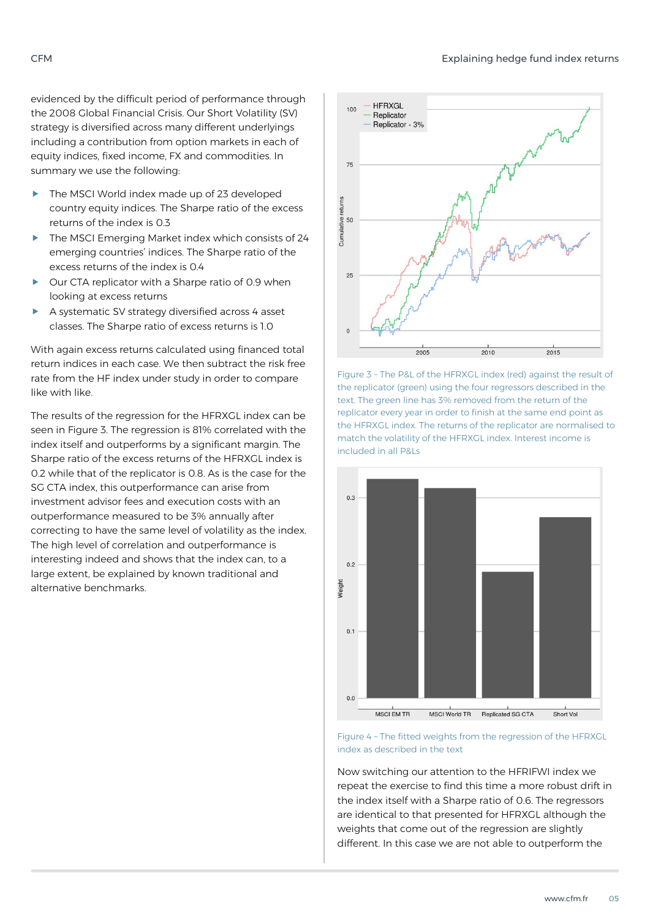evidenced by the difficult period of performance through the 2008 Global Financial Crisis. Our Short Volatility (SV) strategy is diversified across many different underlyings including a contribution from option markets in each of equity indices, fixed income, FX and commodities. In summary we use the following:

- The MSCI World index made up of 23 developed country equity indices. The Sharpe ratio of the excess returns of the index is 0.3
- The MSCI Emerging Market index which consists of 24 emerging countries' indices. The Sharpe ratio of the excess returns of the index is 0.4
- Our CTA replicator with a Sharpe ratio of 0.9 when looking at excess returns
- A systematic SV strategy diversified across 4 asset classes. The Sharpe ratio of excess returns is 1.0

With again excess returns calculated using financed total return indices in each case. We then subtract the risk free rate from the HF index under study in order to compare like with like.

The results of the regression for the HFRXGL index can be seen in Figure 3. The regression is 81% correlated with the index itself and outperforms by a significant margin. The Sharpe ratio of the excess returns of the HFRXGL index is 0.2 while that of the replicator is 0.8. As is the case for the SG CTA index, this outperformance can arise from investment advisor fees and execution costs with an outperformance measured to be 3% annually after correcting to have the same level of volatility as the index. The high level of correlation and outperformance is interesting indeed and shows that the index can, to a large extent, be explained by known traditional and alternative benchmarks.

Figure 3 - The P&L of the HFRXGL index (red) against the result of the replicator (green) using the four regressors described in the text. The green line has 3% removed from the return of the replicator every year in order to finish at the same end point as the HFRXGL index. The returns of the replicator are normalised to match the volatility of the HFRXGL index. Interest income is included in all P&Ls

Figure 4 - The fitted weights from the regression of the HFRXGL index as described in the text

Now switching our attention to the HFRIFWI index we repeat the exercise to find this time a more robust drift in the index itself with a Sharpe ratio of 0.6. The regressors are identical to that presented for HFRXGL although the weights that come out of the regression are slightly different. In this case we are not able to outperform the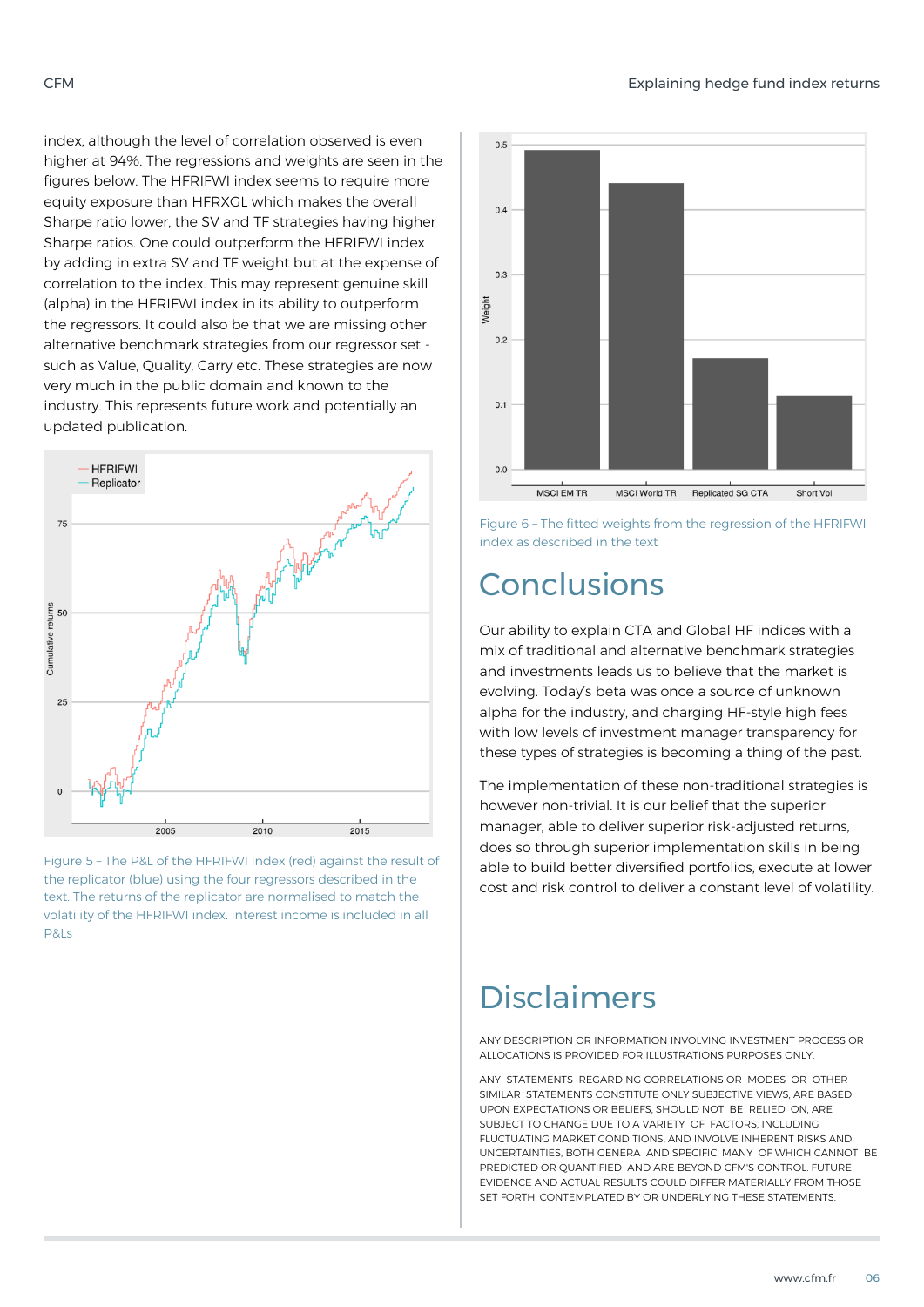index, although the level of correlation observed is even higher at 94%. The regressions and weights are seen in the figures below. The HFRIFWI index seems to require more equity exposure than HFRXGL which makes the overall Sharpe ratio lower, the SV and TF strategies having higher Sharpe ratios. One could outperform the HFRIFWI index by adding in extra SV and TF weight but at the expense of correlation to the index. This may represent genuine skill (alpha) in the HFRIFWI index in its ability to outperform the regressors. It could also be that we are missing other alternative benchmark strategies from our regressor set - such as Value, Quality, Carry etc. These strategies are now very much in the public domain and known to the industry. This represents future work and potentially an updated publication.

Figure 5 – The P&L of the HFRIFWI index (red) against the result of the replicator (blue) using the four regressors described in the text. The returns of the replicator are normalised to match the volatility of the HFRIFWI index. Interest income is included in all P&Ls

Figure 6 – The fitted weights from the regression of the HFRIFWI index as described in the text

# Conclusions

Our ability to explain CTA and Global HF indices with a mix of traditional and alternative benchmark strategies and investments leads us to believe that the market is evolving. Today's beta was once a source of unknown alpha for the industry, and charging HF-style high fees with low levels of investment manager transparency for these types of strategies is becoming a thing of the past.

The implementation of these non-traditional strategies is however non-trivial. It is our belief that the superior manager, able to deliver superior risk-adjusted returns, does so through superior implementation skills in being able to build better diversified portfolios, execute at lower cost and risk control to deliver a constant level of volatility.

# Disclaimers

ANY DESCRIPTION OR INFORMATION INVOLVING INVESTMENT PROCESS OR ALLOCATIONS IS PROVIDED FOR ILLUSTRATIONS PURPOSES ONLY.

ANY STATEMENTS REGARDING CORRELATIONS OR MODES OR OTHER SIMILAR STATEMENTS CONSTITUTE ONLY SUBJECTIVE VIEWS, ARE BASED UPON EXPECTATIONS OR BELIEFS, SHOULD NOT BE RELIED ON, ARE SUBJECT TO CHANGE DUE TO A VARIETY OF FACTORS, INCLUDING FLUCTUATING MARKET CONDITIONS, AND INVOLVE INHERENT RISKS AND UNCERTAINTIES, BOTH GENERA AND SPECIFIC, MANY OF WHICH CANNOT BE PREDICTED OR QUANTIFIED AND ARE BEYOND CFM'S CONTROL. FUTURE EVIDENCE AND ACTUAL RESULTS COULD DIFFER MATERIALLY FROM THOSE SET FORTH, CONTEMPLATED BY OR UNDERLYING THESE STATEMENTS.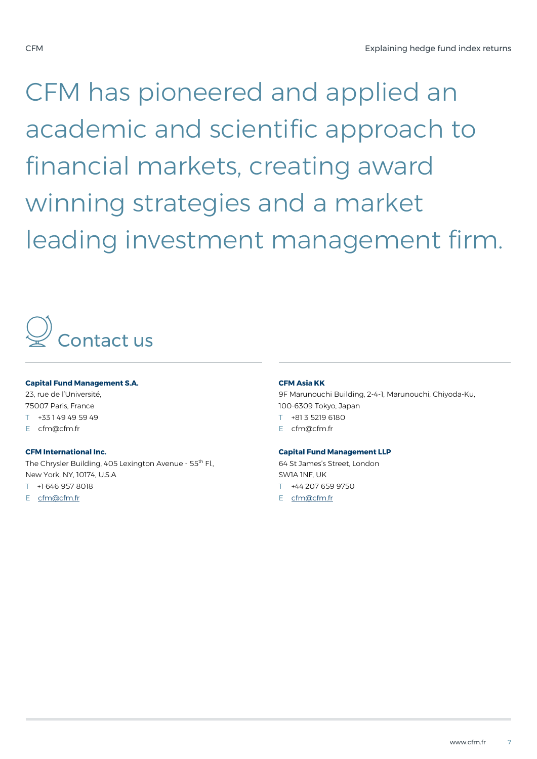CFM has pioneered and applied an academic and scientific approach to financial markets, creating award winning strategies and a market leading investment management firm.

## Contact us

**Capital Fund Management S.A.**
23, rue de l'Université,
75007 Paris, France
T +33 1 49 49 59 49
E cfm@cfm.fr

**CFM International Inc.**
The Chrysler Building, 405 Lexington Avenue - 55th Fl.,
New York, NY, 10174, U.S.A
T +1 646 957 8018
E cfm@cfm.fr

**CFM Asia KK**
9F Marunouchi Building, 2-4-1, Marunouchi, Chiyoda-Ku,
100-6309 Tokyo, Japan
T +81 3 5219 6180
E cfm@cfm.fr

**Capital Fund Management LLP**
64 St James's Street, London
SW1A 1NF, UK
T +44 207 659 9750
E cfm@cfm.fr